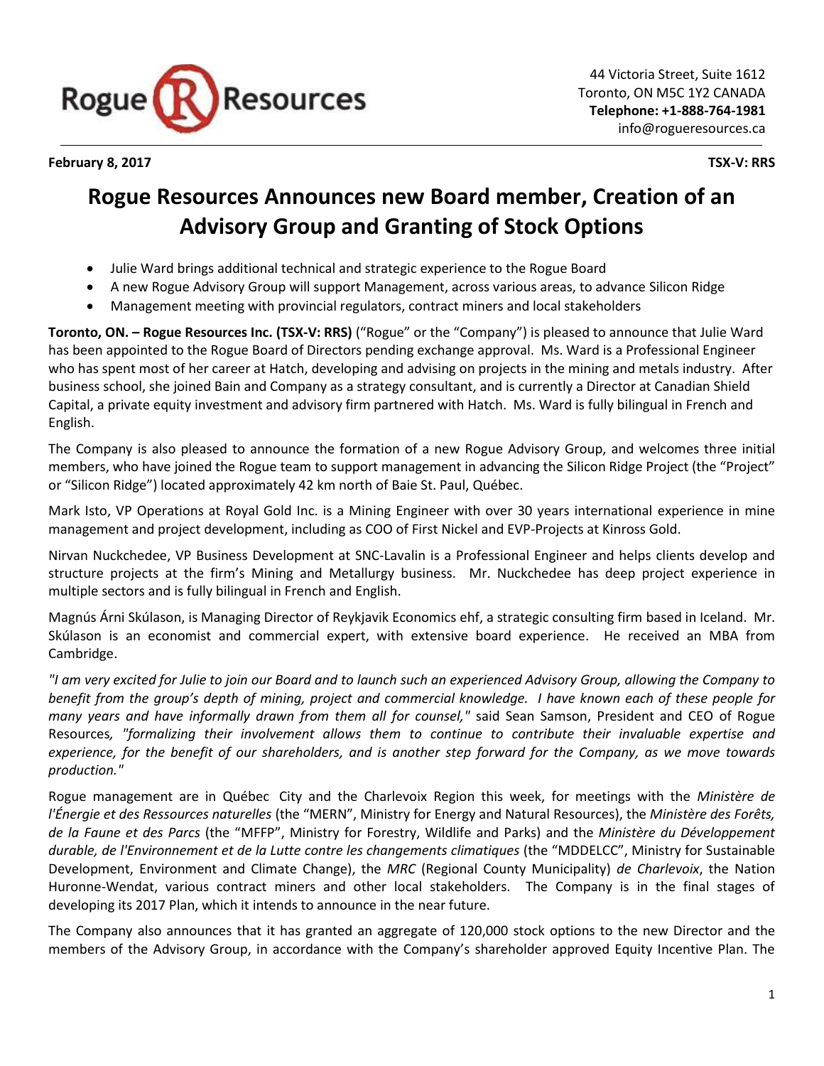Rogue Resources

44 Victoria Street, Suite 1612
Toronto, ON M5C 1Y2 CANADA
**Telephone: +1-888-764-1981**
info@rogueresources.ca

**February 8, 2017** **TSX-V: RRS**

# Rogue Resources Announces new Board member, Creation of an Advisory Group and Granting of Stock Options

- Julie Ward brings additional technical and strategic experience to the Rogue Board
- A new Rogue Advisory Group will support Management, across various areas, to advance Silicon Ridge
- Management meeting with provincial regulators, contract miners and local stakeholders

**Toronto, ON. – Rogue Resources Inc. (TSX-V: RRS)** ("Rogue" or the "Company") is pleased to announce that Julie Ward has been appointed to the Rogue Board of Directors pending exchange approval. Ms. Ward is a Professional Engineer who has spent most of her career at Hatch, developing and advising on projects in the mining and metals industry. After business school, she joined Bain and Company as a strategy consultant, and is currently a Director at Canadian Shield Capital, a private equity investment and advisory firm partnered with Hatch. Ms. Ward is fully bilingual in French and English.

The Company is also pleased to announce the formation of a new Rogue Advisory Group, and welcomes three initial members, who have joined the Rogue team to support management in advancing the Silicon Ridge Project (the "Project" or "Silicon Ridge") located approximately 42 km north of Baie St. Paul, Québec.

Mark Isto, VP Operations at Royal Gold Inc. is a Mining Engineer with over 30 years international experience in mine management and project development, including as COO of First Nickel and EVP-Projects at Kinross Gold.

Nirvan Nuckchedee, VP Business Development at SNC-Lavalin is a Professional Engineer and helps clients develop and structure projects at the firm's Mining and Metallurgy business. Mr. Nuckchedee has deep project experience in multiple sectors and is fully bilingual in French and English.

Magnús Árni Skúlason, is Managing Director of Reykjavik Economics ehf, a strategic consulting firm based in Iceland. Mr. Skúlason is an economist and commercial expert, with extensive board experience. He received an MBA from Cambridge.

*"I am very excited for Julie to join our Board and to launch such an experienced Advisory Group, allowing the Company to benefit from the group's depth of mining, project and commercial knowledge. I have known each of these people for many years and have informally drawn from them all for counsel,"* said Sean Samson, President and CEO of Rogue Resources*, "formalizing their involvement allows them to continue to contribute their invaluable expertise and experience, for the benefit of our shareholders, and is another step forward for the Company, as we move towards production."*

Rogue management are in Québec City and the Charlevoix Region this week, for meetings with the *Ministère de l'Énergie et des Ressources naturelles* (the "MERN", Ministry for Energy and Natural Resources), the *Ministère des Forêts, de la Faune et des Parcs* (the "MFFP", Ministry for Forestry, Wildlife and Parks) and the *Ministère du Développement durable, de l'Environnement et de la Lutte contre les changements climatiques* (the "MDDELCC", Ministry for Sustainable Development, Environment and Climate Change), the *MRC* (Regional County Municipality) *de Charlevoix*, the Nation Huronne-Wendat, various contract miners and other local stakeholders. The Company is in the final stages of developing its 2017 Plan, which it intends to announce in the near future.

The Company also announces that it has granted an aggregate of 120,000 stock options to the new Director and the members of the Advisory Group, in accordance with the Company's shareholder approved Equity Incentive Plan. The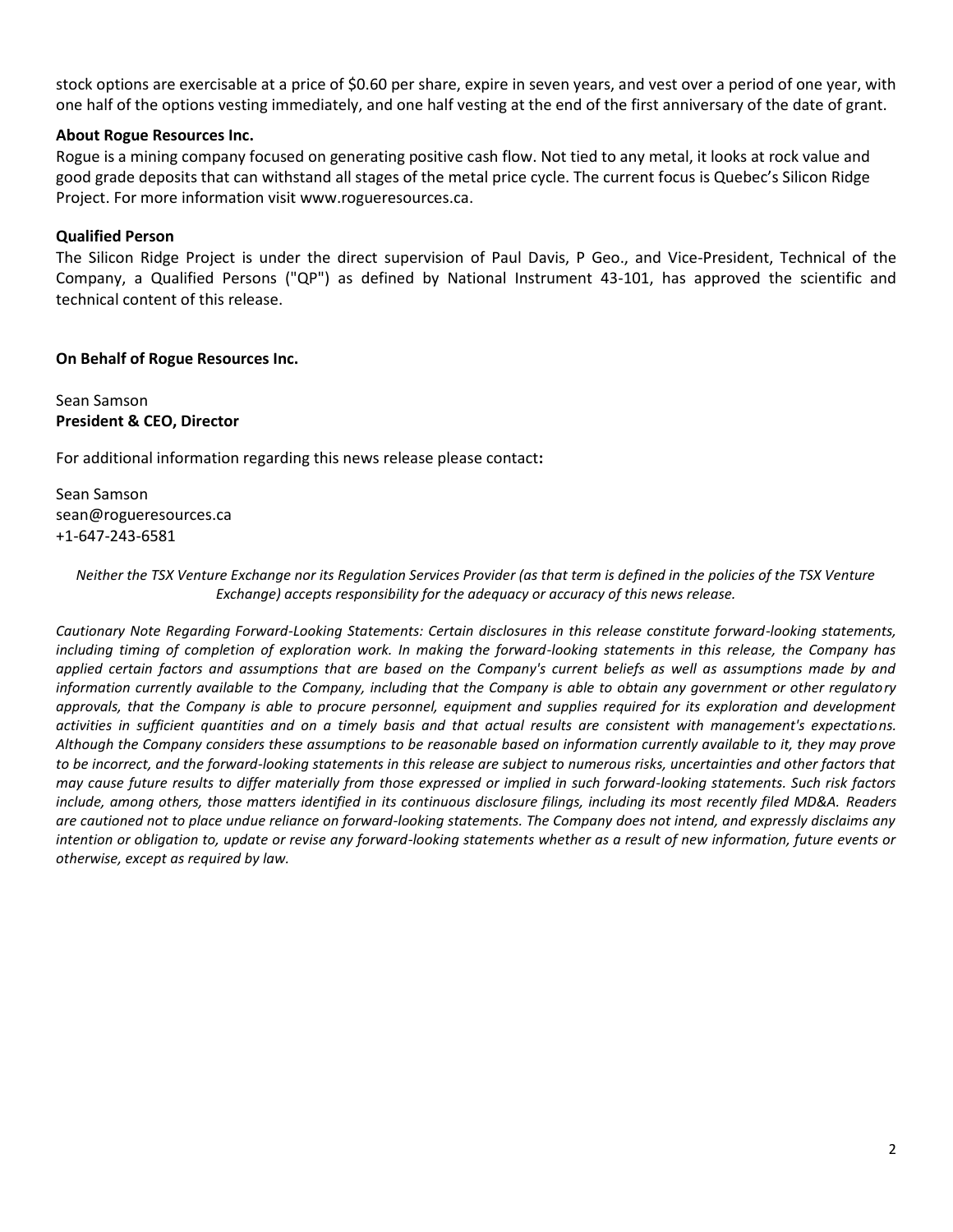stock options are exercisable at a price of $0.60 per share, expire in seven years, and vest over a period of one year, with one half of the options vesting immediately, and one half vesting at the end of the first anniversary of the date of grant.

**About Rogue Resources Inc.**

Rogue is a mining company focused on generating positive cash flow. Not tied to any metal, it looks at rock value and good grade deposits that can withstand all stages of the metal price cycle. The current focus is Quebec's Silicon Ridge Project. For more information visit www.rogueresources.ca.

**Qualified Person**

The Silicon Ridge Project is under the direct supervision of Paul Davis, P Geo., and Vice-President, Technical of the Company, a Qualified Persons ("QP") as defined by National Instrument 43-101, has approved the scientific and technical content of this release.

**On Behalf of Rogue Resources Inc.**

Sean Samson
**President & CEO, Director**

For additional information regarding this news release please contact**:**

Sean Samson
sean@rogueresources.ca
+1-647-243-6581

*Neither the TSX Venture Exchange nor its Regulation Services Provider (as that term is defined in the policies of the TSX Venture Exchange) accepts responsibility for the adequacy or accuracy of this news release.*

*Cautionary Note Regarding Forward-Looking Statements: Certain disclosures in this release constitute forward-looking statements, including timing of completion of exploration work. In making the forward-looking statements in this release, the Company has applied certain factors and assumptions that are based on the Company's current beliefs as well as assumptions made by and information currently available to the Company, including that the Company is able to obtain any government or other regulatory approvals, that the Company is able to procure personnel, equipment and supplies required for its exploration and development activities in sufficient quantities and on a timely basis and that actual results are consistent with management's expectations. Although the Company considers these assumptions to be reasonable based on information currently available to it, they may prove to be incorrect, and the forward-looking statements in this release are subject to numerous risks, uncertainties and other factors that may cause future results to differ materially from those expressed or implied in such forward-looking statements. Such risk factors include, among others, those matters identified in its continuous disclosure filings, including its most recently filed MD&A. Readers are cautioned not to place undue reliance on forward-looking statements. The Company does not intend, and expressly disclaims any intention or obligation to, update or revise any forward-looking statements whether as a result of new information, future events or otherwise, except as required by law.*